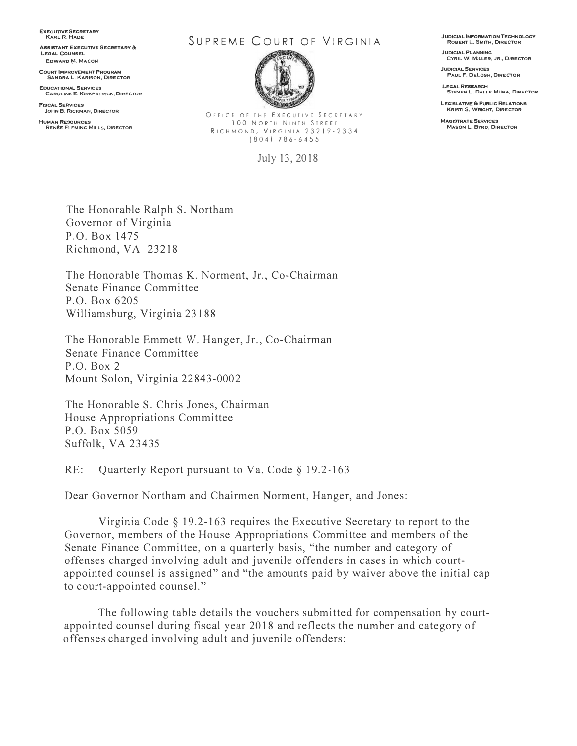EXECUTIVE SECRETARY
KARL R. HADE

ASSISTANT EXECUTIVE SECRETARY & LEGAL COUNSEL
EDWARD M. MACON

COURT IMPROVEMENT PROGRAM
SANDRA L. KARISON, DIRECTOR

EDUCATIONAL SERVICES
CAROLINE E. KIRKPATRICK, DIRECTOR

FISCAL SERVICES
JOHN B. RICKMAN, DIRECTOR

HUMAN RESOURCES
RENÉE FLEMING MILLS, DIRECTOR

# SUPREME COURT OF VIRGINIA

OFFICE OF THE EXECUTIVE SECRETARY
100 NORTH NINTH STREET
RICHMOND, VIRGINIA 23219-2334
(804) 786-6455

JUDICIAL INFORMATION TECHNOLOGY
ROBERT L. SMITH, DIRECTOR

JUDICIAL PLANNING
CYRIL W. MILLER, JR., DIRECTOR

JUDICIAL SERVICES
PAUL F. DELOSH, DIRECTOR

LEGAL RESEARCH
STEVEN L. DALLE MURA, DIRECTOR

LEGISLATIVE & PUBLIC RELATIONS
KRISTI S. WRIGHT, DIRECTOR

MAGISTRATE SERVICES
MASON L. BYRD, DIRECTOR

July 13, 2018

The Honorable Ralph S. Northam
Governor of Virginia
P.O. Box 1475
Richmond, VA 23218

The Honorable Thomas K. Norment, Jr., Co-Chairman
Senate Finance Committee
P.O. Box 6205
Williamsburg, Virginia 23188

The Honorable Emmett W. Hanger, Jr., Co-Chairman
Senate Finance Committee
P.O. Box 2
Mount Solon, Virginia 22843-0002

The Honorable S. Chris Jones, Chairman
House Appropriations Committee
P.O. Box 5059
Suffolk, VA 23435

RE: Quarterly Report pursuant to Va. Code § 19.2-163

Dear Governor Northam and Chairmen Norment, Hanger, and Jones:

Virginia Code § 19.2-163 requires the Executive Secretary to report to the Governor, members of the House Appropriations Committee and members of the Senate Finance Committee, on a quarterly basis, "the number and category of offenses charged involving adult and juvenile offenders in cases in which court-appointed counsel is assigned" and "the amounts paid by waiver above the initial cap to court-appointed counsel."

The following table details the vouchers submitted for compensation by court-appointed counsel during fiscal year 2018 and reflects the number and category of offenses charged involving adult and juvenile offenders: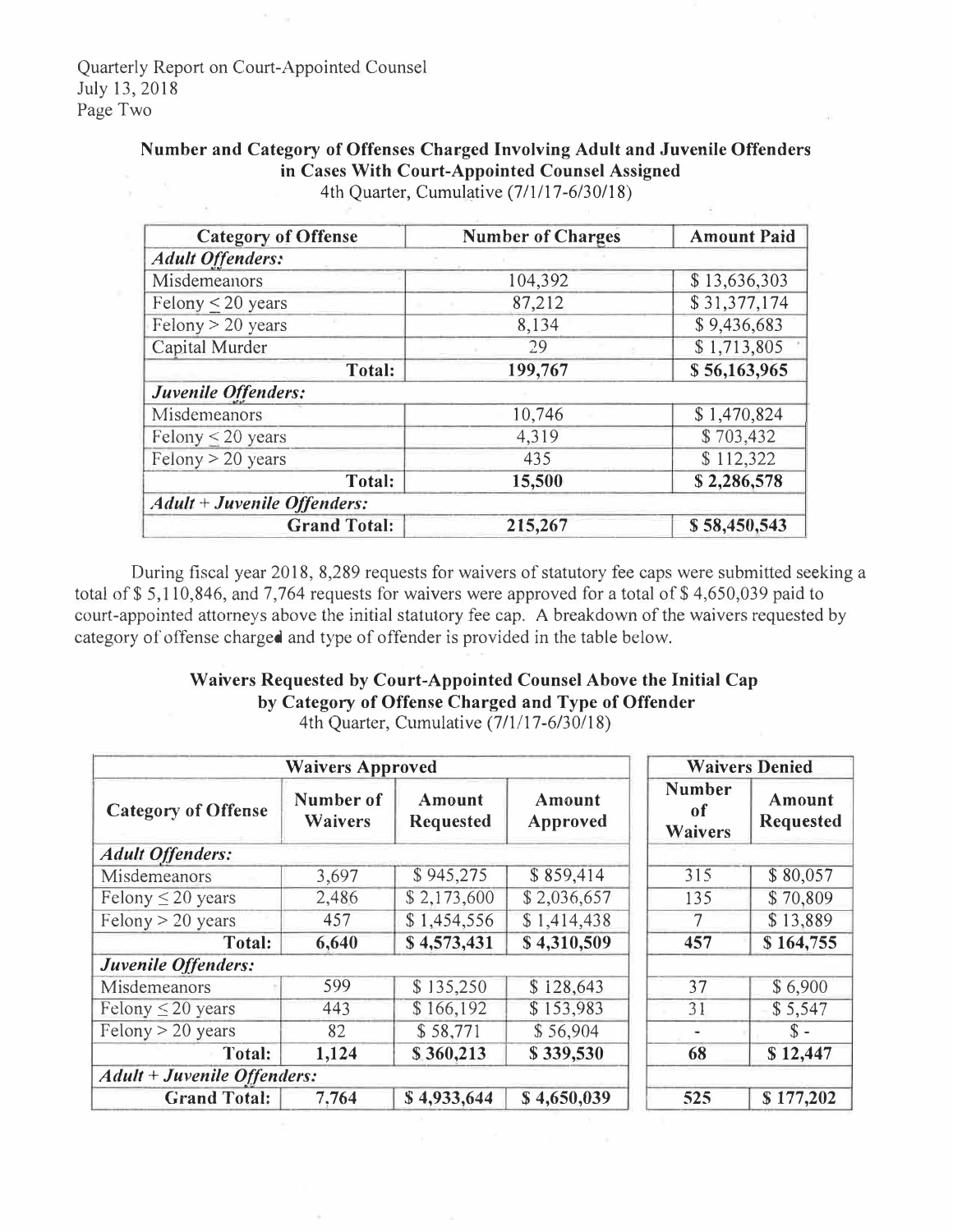### Number and Category of Offenses Charged Involving Adult and Juvenile Offenders in Cases With Court-Appointed Counsel Assigned

4th Quarter, Cumulative (7/1/17-6/30/18)

| Category of Offense | Number of Charges | Amount Paid |
|---|---|---|
| ***Adult Offenders:*** | | |
| Misdemeanors | 104,392 | $ 13,636,303 |
| Felony ≤ 20 years | 87,212 | $ 31,377,174 |
| Felony > 20 years | 8,134 | $ 9,436,683 |
| Capital Murder | 29 | $ 1,713,805 |
| **Total:** | **199,767** | **$ 56,163,965** |
| ***Juvenile Offenders:*** | | |
| Misdemeanors | 10,746 | $ 1,470,824 |
| Felony ≤ 20 years | 4,319 | $ 703,432 |
| Felony > 20 years | 435 | $ 112,322 |
| **Total:** | **15,500** | **$ 2,286,578** |
| ***Adult + Juvenile Offenders:*** | | |
| **Grand Total:** | **215,267** | **$ 58,450,543** |

During fiscal year 2018, 8,289 requests for waivers of statutory fee caps were submitted seeking a total of $ 5,110,846, and 7,764 requests for waivers were approved for a total of $ 4,650,039 paid to court-appointed attorneys above the initial statutory fee cap. A breakdown of the waivers requested by category of offense charged and type of offender is provided in the table below.

### Waivers Requested by Court-Appointed Counsel Above the Initial Cap by Category of Offense Charged and Type of Offender

4th Quarter, Cumulative (7/1/17-6/30/18)

| Waivers Approved | | | | Waivers Denied | |
|---|---|---|---|---|---|
| **Category of Offense** | **Number of Waivers** | **Amount Requested** | **Amount Approved** | **Number of Waivers** | **Amount Requested** |
| ***Adult Offenders:*** | | | | | |
| Misdemeanors | 3,697 | $ 945,275 | $ 859,414 | 315 | $ 80,057 |
| Felony ≤ 20 years | 2,486 | $ 2,173,600 | $ 2,036,657 | 135 | $ 70,809 |
| Felony > 20 years | 457 | $ 1,454,556 | $ 1,414,438 | 7 | $ 13,889 |
| **Total:** | **6,640** | **$ 4,573,431** | **$ 4,310,509** | **457** | **$ 164,755** |
| ***Juvenile Offenders:*** | | | | | |
| Misdemeanors | 599 | $ 135,250 | $ 128,643 | 37 | $ 6,900 |
| Felony ≤ 20 years | 443 | $ 166,192 | $ 153,983 | 31 | $ 5,547 |
| Felony > 20 years | 82 | $ 58,771 | $ 56,904 | - | $ - |
| **Total:** | **1,124** | **$ 360,213** | **$ 339,530** | **68** | **$ 12,447** |
| ***Adult + Juvenile Offenders:*** | | | | | |
| **Grand Total:** | **7,764** | **$ 4,933,644** | **$ 4,650,039** | **525** | **$ 177,202** |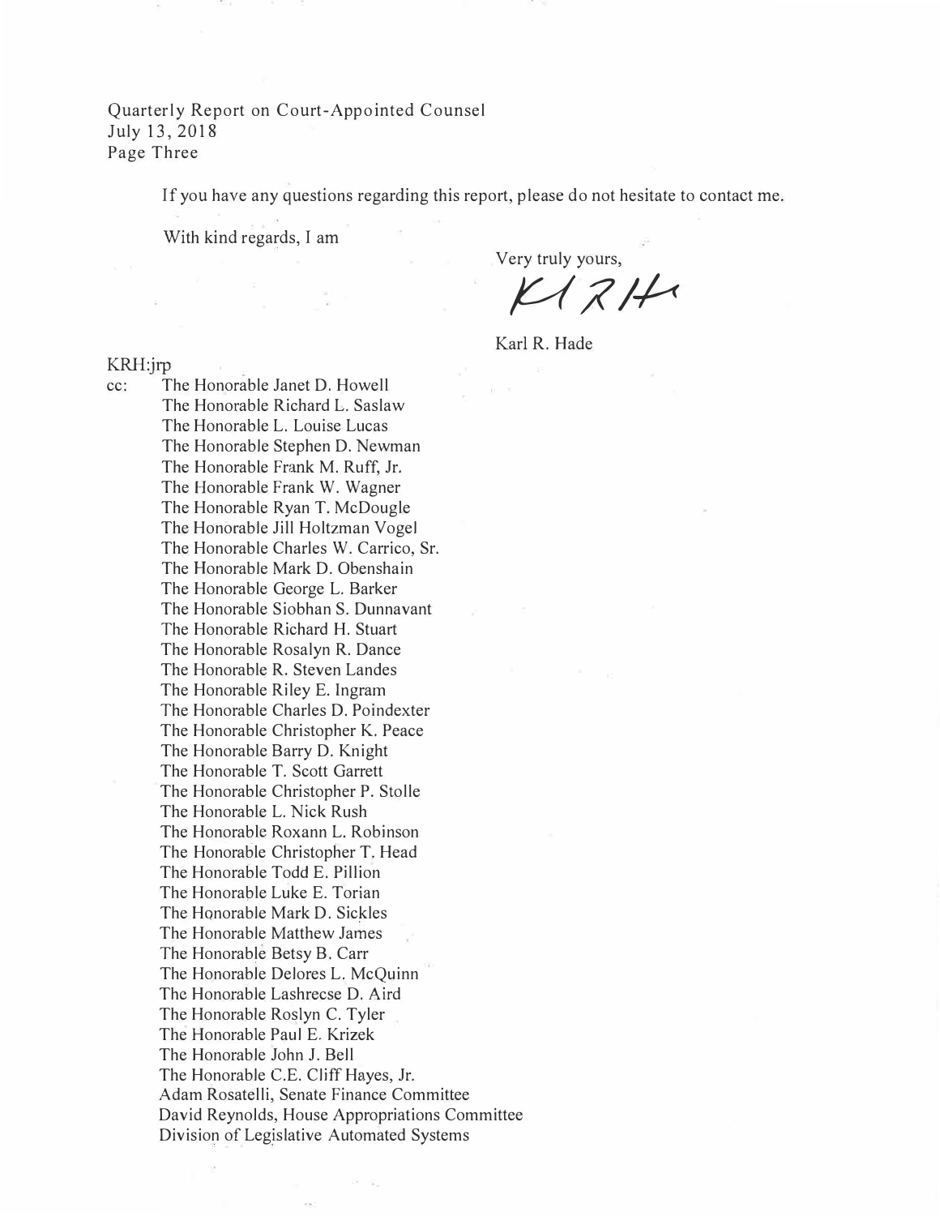Quarterly Report on Court-Appointed Counsel
July 13, 2018
Page Three

If you have any questions regarding this report, please do not hesitate to contact me.

With kind regards, I am

Very truly yours,

KRH

Karl R. Hade

KRH:jrp

cc: The Honorable Janet D. Howell
The Honorable Richard L. Saslaw
The Honorable L. Louise Lucas
The Honorable Stephen D. Newman
The Honorable Frank M. Ruff, Jr.
The Honorable Frank W. Wagner
The Honorable Ryan T. McDougle
The Honorable Jill Holtzman Vogel
The Honorable Charles W. Carrico, Sr.
The Honorable Mark D. Obenshain
The Honorable George L. Barker
The Honorable Siobhan S. Dunnavant
The Honorable Richard H. Stuart
The Honorable Rosalyn R. Dance
The Honorable R. Steven Landes
The Honorable Riley E. Ingram
The Honorable Charles D. Poindexter
The Honorable Christopher K. Peace
The Honorable Barry D. Knight
The Honorable T. Scott Garrett
The Honorable Christopher P. Stolle
The Honorable L. Nick Rush
The Honorable Roxann L. Robinson
The Honorable Christopher T. Head
The Honorable Todd E. Pillion
The Honorable Luke E. Torian
The Honorable Mark D. Sickles
The Honorable Matthew James
The Honorable Betsy B. Carr
The Honorable Delores L. McQuinn
The Honorable Lashrecse D. Aird
The Honorable Roslyn C. Tyler
The Honorable Paul E. Krizek
The Honorable John J. Bell
The Honorable C.E. Cliff Hayes, Jr.
Adam Rosatelli, Senate Finance Committee
David Reynolds, House Appropriations Committee
Division of Legislative Automated Systems